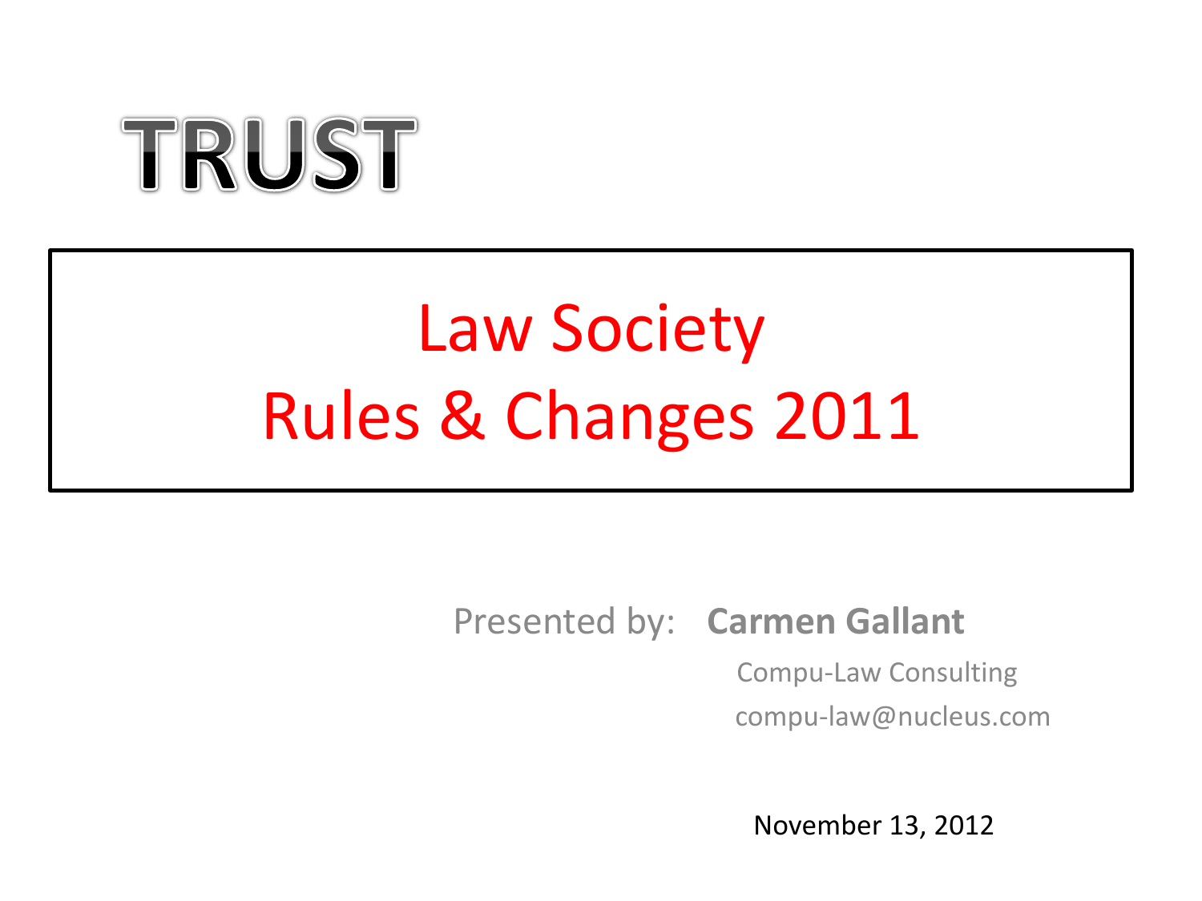# TRUST

## Law Society
## Rules & Changes 2011

Presented by: **Carmen Gallant**

Compu-Law Consulting

compu-law@nucleus.com

November 13, 2012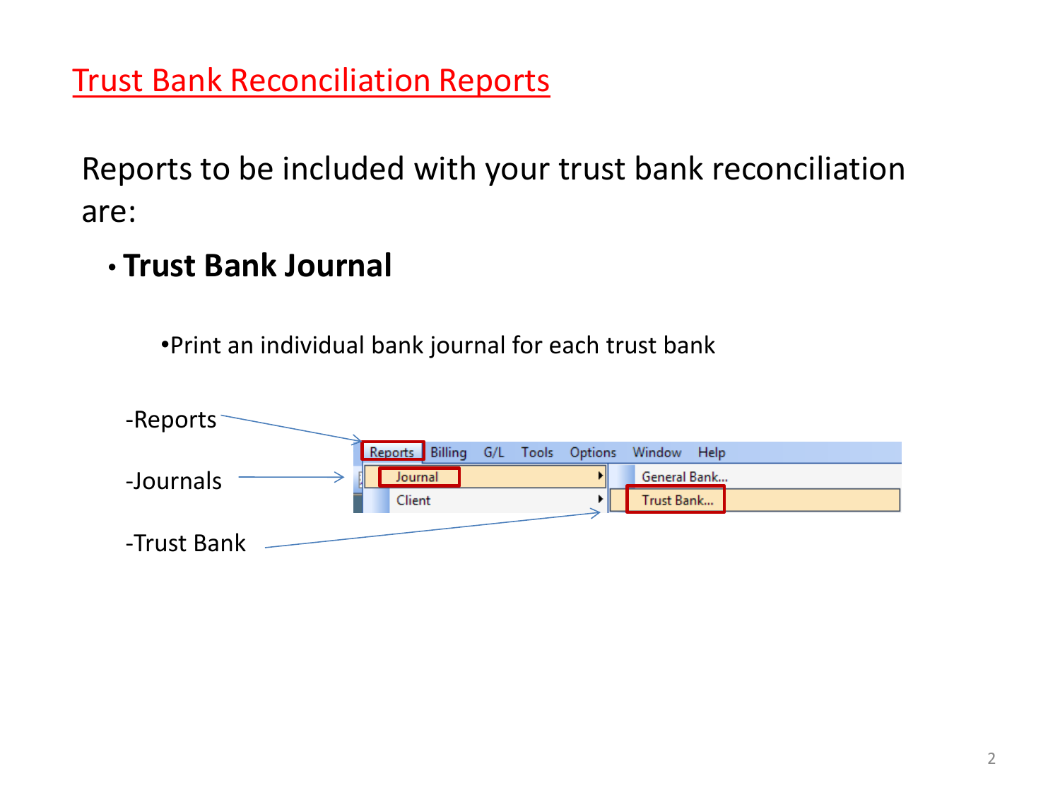# Trust Bank Reconciliation Reports

Reports to be included with your trust bank reconciliation are:

- **Trust Bank Journal**
  - Print an individual bank journal for each trust bank

-Reports

-Journals

-Trust Bank

Reports Billing G/L Tools Options Window Help

Journal ▸ General Bank...

Client ▸ Trust Bank...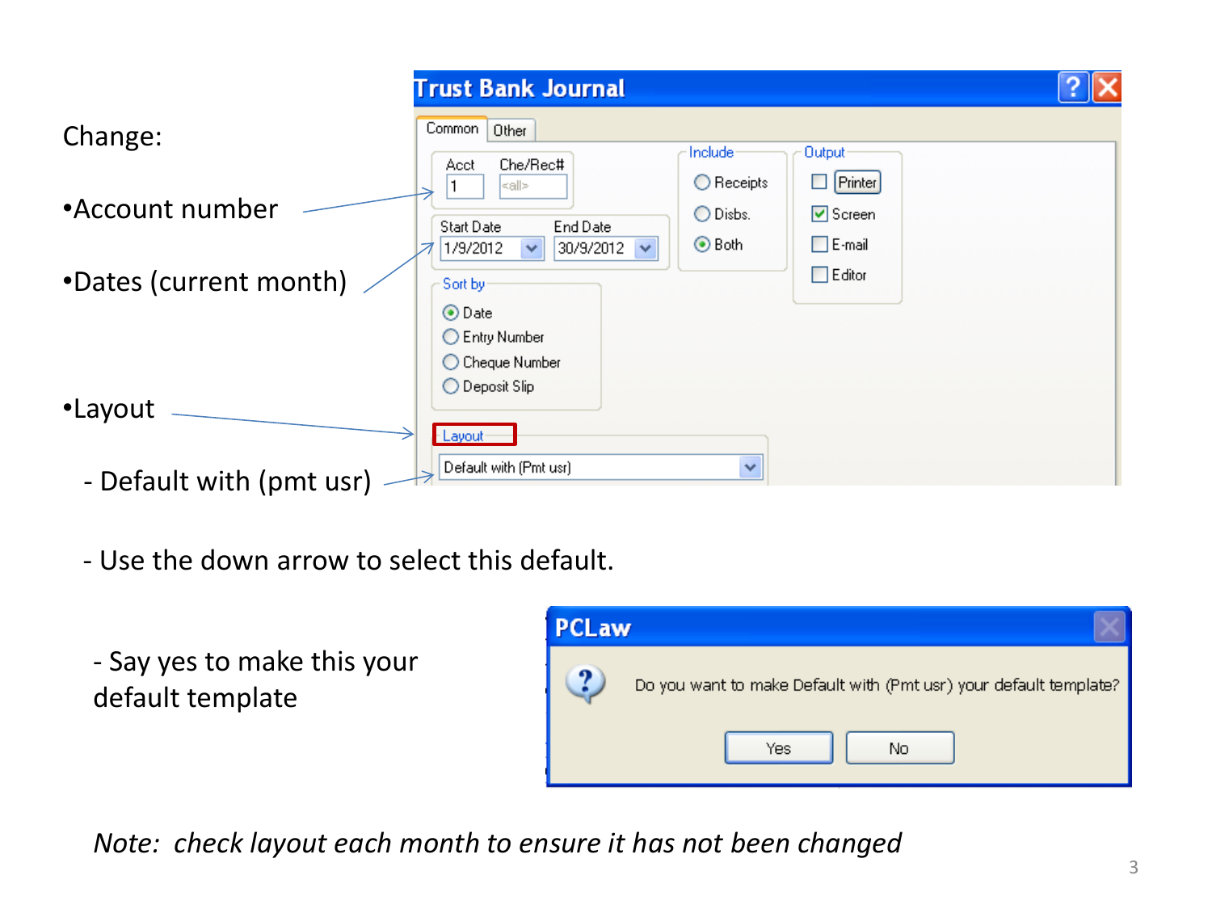Change:

- Account number
- Dates (current month)
- Layout
  - Default with (pmt usr)
  - Use the down arrow to select this default.
  - Say yes to make this your default template

*Note: check layout each month to ensure it has not been changed*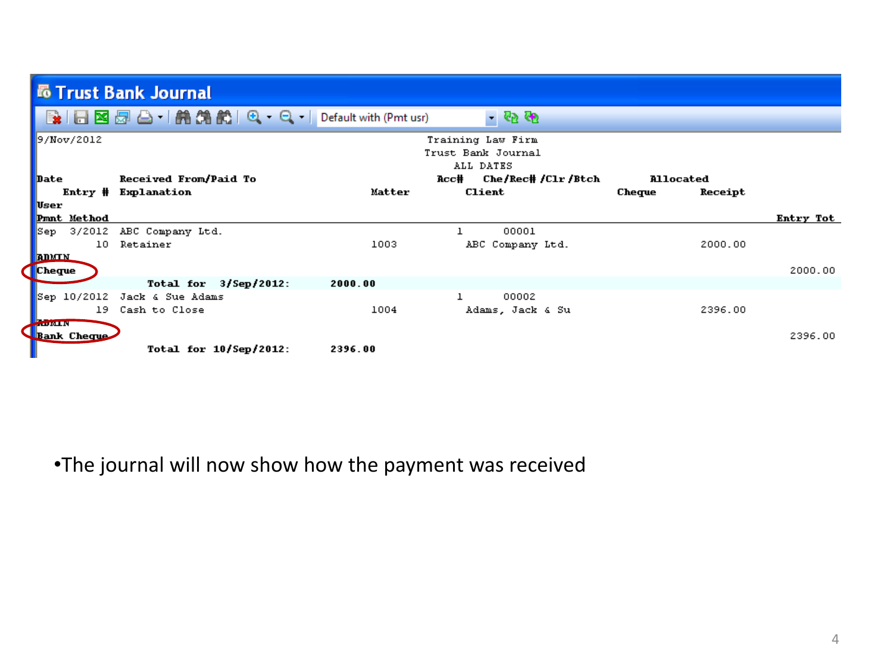## Trust Bank Journal

Default with (Pmt usr)

9/Nov/2012

Training Law Firm
Trust Bank Journal
ALL DATES

| Date / Entry # / User / Pmnt Method | Received From/Paid To / Explanation | Matter | Acc# | Che/Rec# /Clr /Btch / Client | Allocated Cheque | Allocated Receipt | Entry Tot |
|---|---|---|---|---|---|---|---|
| Sep 3/2012 | ABC Company Ltd. | | 1 | 00001 | | | |
| 10 | Retainer | 1003 | | ABC Company Ltd. | | 2000.00 | |
| ADMIN | | | | | | | |
| Cheque | | | | | | | 2000.00 |
| Total for 3/Sep/2012: | 2000.00 | | | | | | |
| Sep 10/2012 | Jack & Sue Adams | | 1 | 00002 | | | |
| 19 | Cash to Close | 1004 | | Adams, Jack & Su | | 2396.00 | |
| ADMIN | | | | | | | |
| Bank Cheque | | | | | | | 2396.00 |
| Total for 10/Sep/2012: | 2396.00 | | | | | | |

- The journal will now show how the payment was received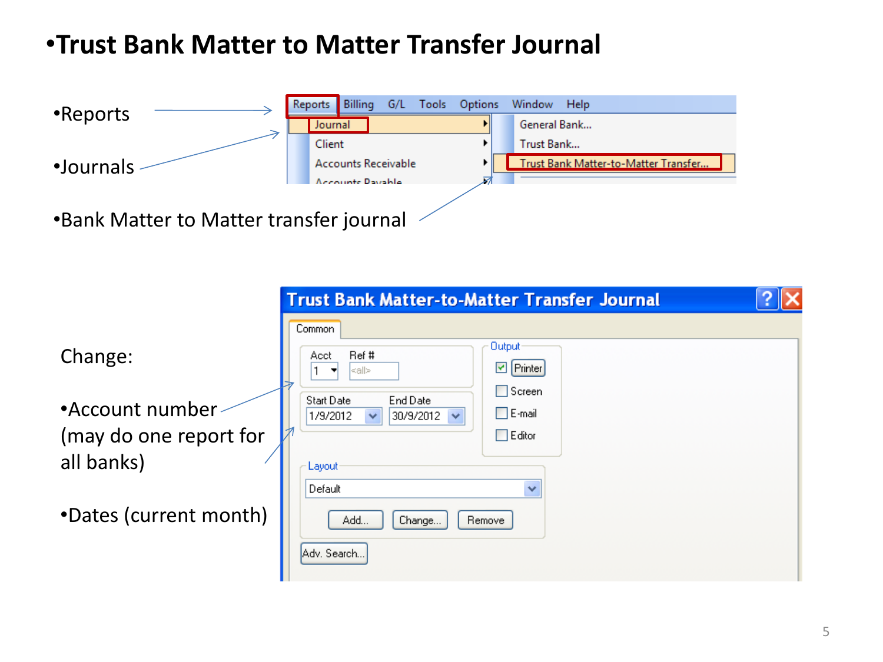# •Trust Bank Matter to Matter Transfer Journal

- Reports
- Journals
- Bank Matter to Matter transfer journal

Change:

- Account number (may do one report for all banks)
- Dates (current month)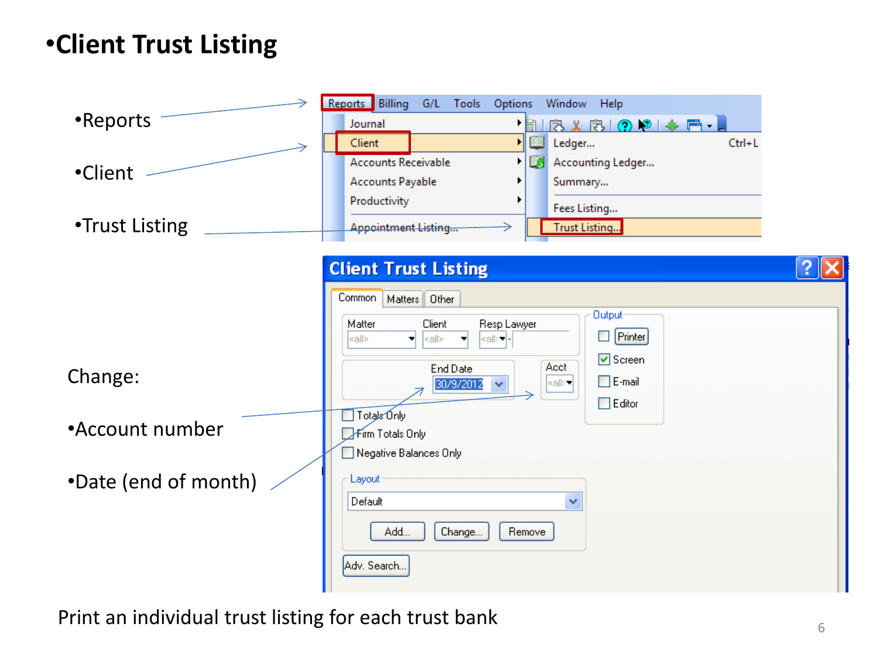# •Client Trust Listing

- Reports
- Client
- Trust Listing

Change:

- Account number
- Date (end of month)

Print an individual trust listing for each trust bank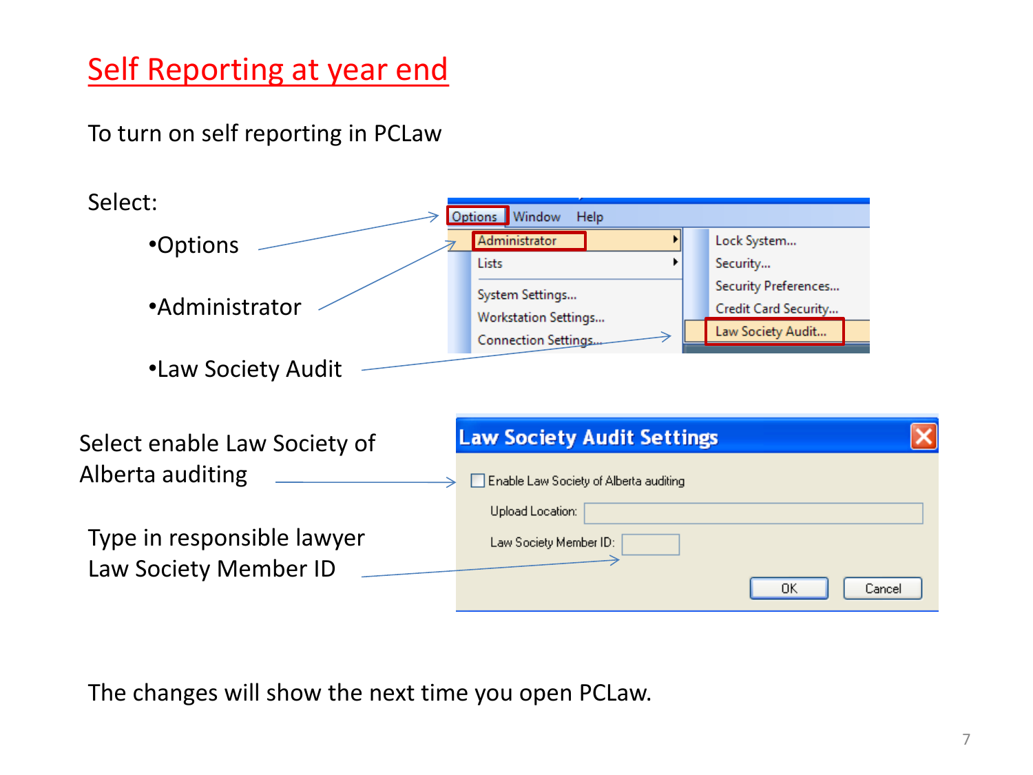# Self Reporting at year end

To turn on self reporting in PCLaw

Select:

- Options
- Administrator
- Law Society Audit

Select enable Law Society of Alberta auditing

Type in responsible lawyer Law Society Member ID

The changes will show the next time you open PCLaw.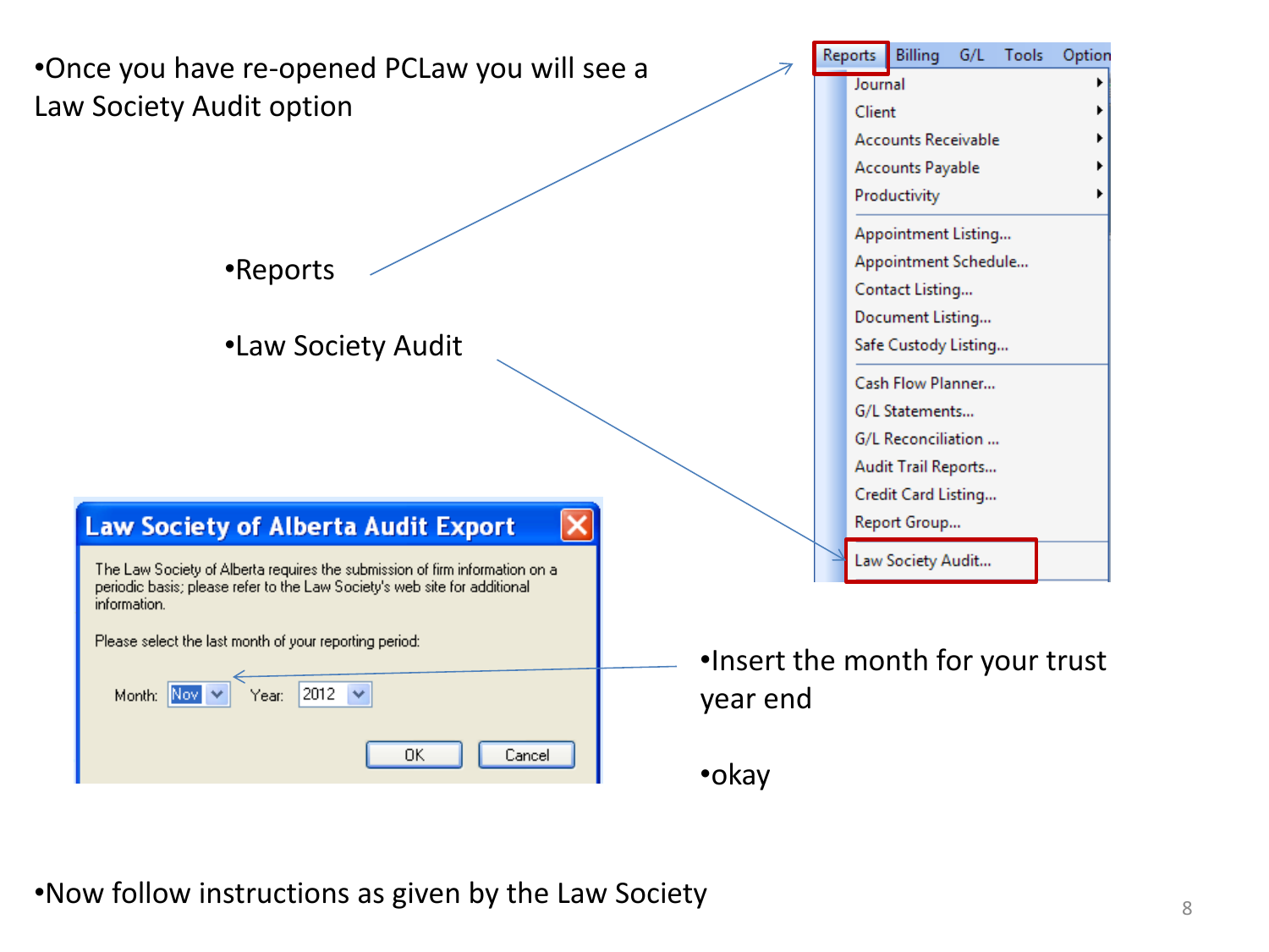- Once you have re-opened PCLaw you will see a Law Society Audit option

- Reports

- Law Society Audit

Reports | Billing | G/L | Tools | Option

- Journal
- Client
- Accounts Receivable
- Accounts Payable
- Productivity
- Appointment Listing...
- Appointment Schedule...
- Contact Listing...
- Document Listing...
- Safe Custody Listing...
- Cash Flow Planner...
- G/L Statements...
- G/L Reconciliation ...
- Audit Trail Reports...
- Credit Card Listing...
- Report Group...
- Law Society Audit...

**Law Society of Alberta Audit Export**

The Law Society of Alberta requires the submission of firm information on a periodic basis; please refer to the Law Society's web site for additional information.

Please select the last month of your reporting period:

Month: Nov  Year: 2012

OK  Cancel

- Insert the month for your trust year end

- okay

- Now follow instructions as given by the Law Society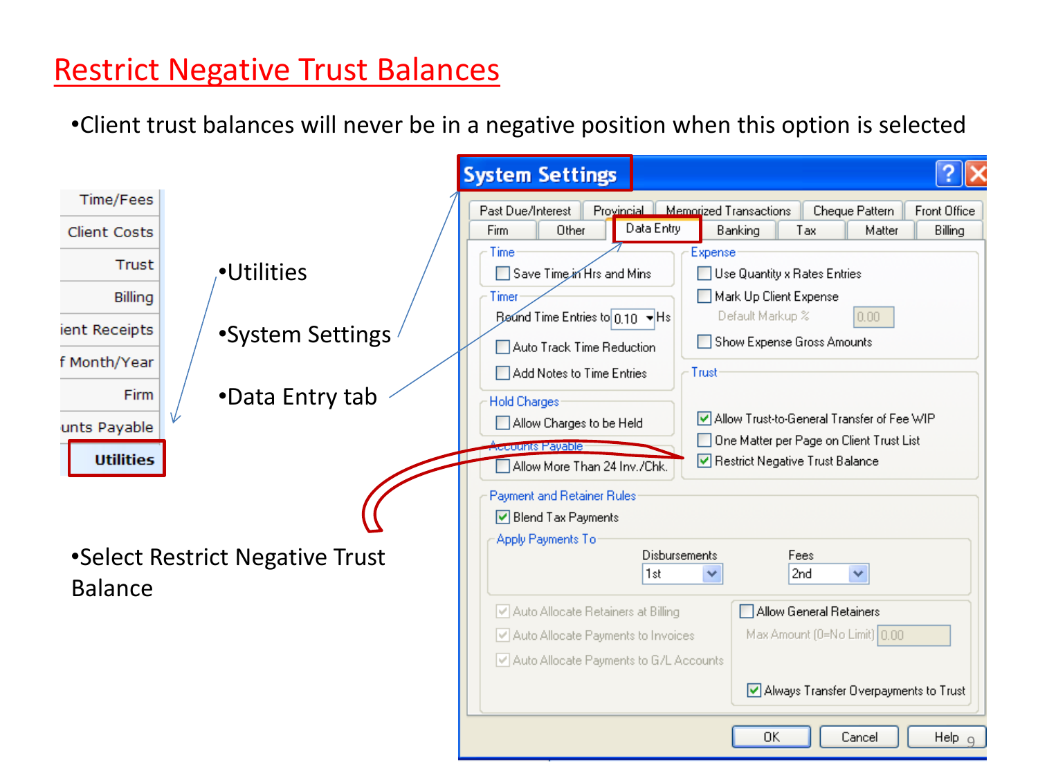# Restrict Negative Trust Balances

- Client trust balances will never be in a negative position when this option is selected

- Utilities
- System Settings
- Data Entry tab

- Select Restrict Negative Trust Balance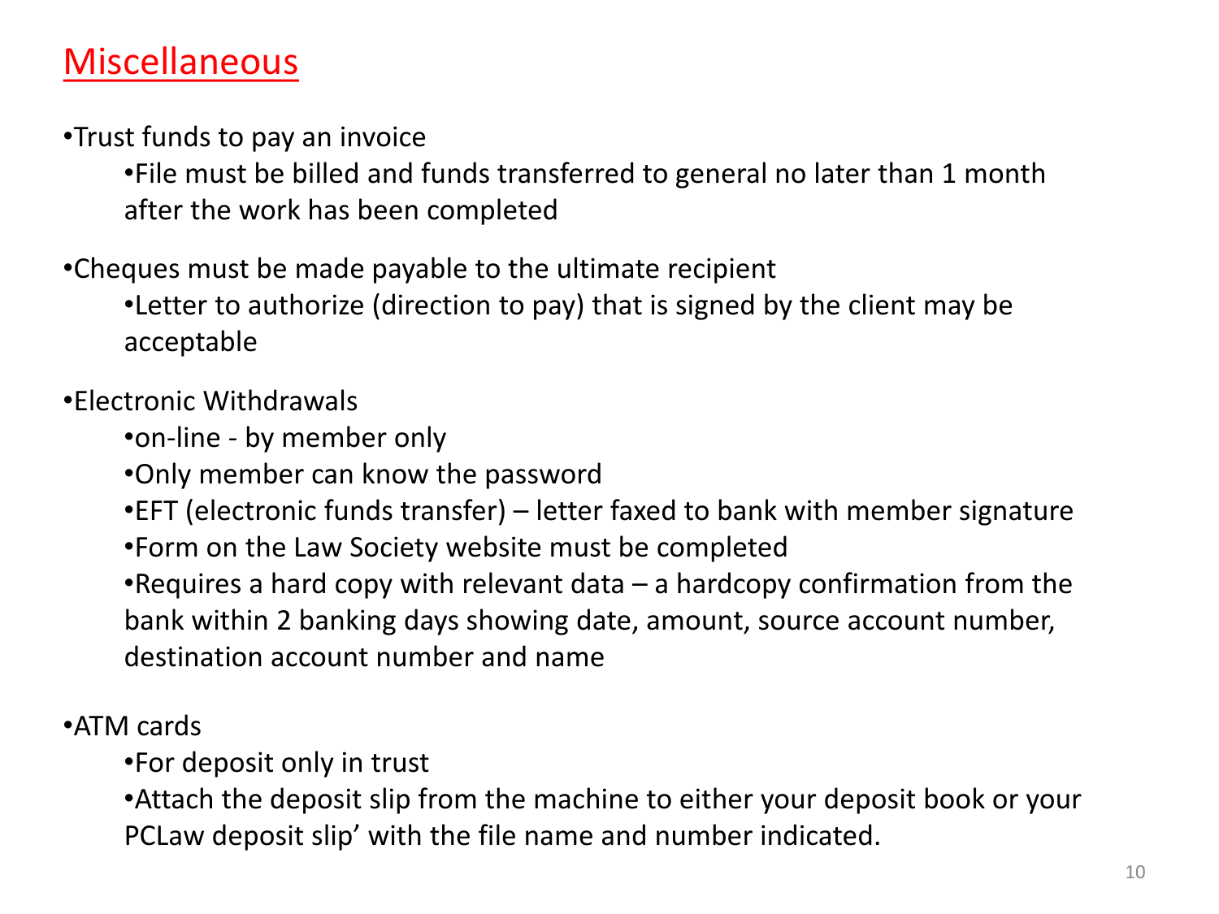# Miscellaneous

- Trust funds to pay an invoice
  - File must be billed and funds transferred to general no later than 1 month after the work has been completed

- Cheques must be made payable to the ultimate recipient
  - Letter to authorize (direction to pay) that is signed by the client may be acceptable

- Electronic Withdrawals
  - on-line - by member only
  - Only member can know the password
  - EFT (electronic funds transfer) – letter faxed to bank with member signature
  - Form on the Law Society website must be completed
  - Requires a hard copy with relevant data – a hardcopy confirmation from the bank within 2 banking days showing date, amount, source account number, destination account number and name

- ATM cards
  - For deposit only in trust
  - Attach the deposit slip from the machine to either your deposit book or your PCLaw deposit slip' with the file name and number indicated.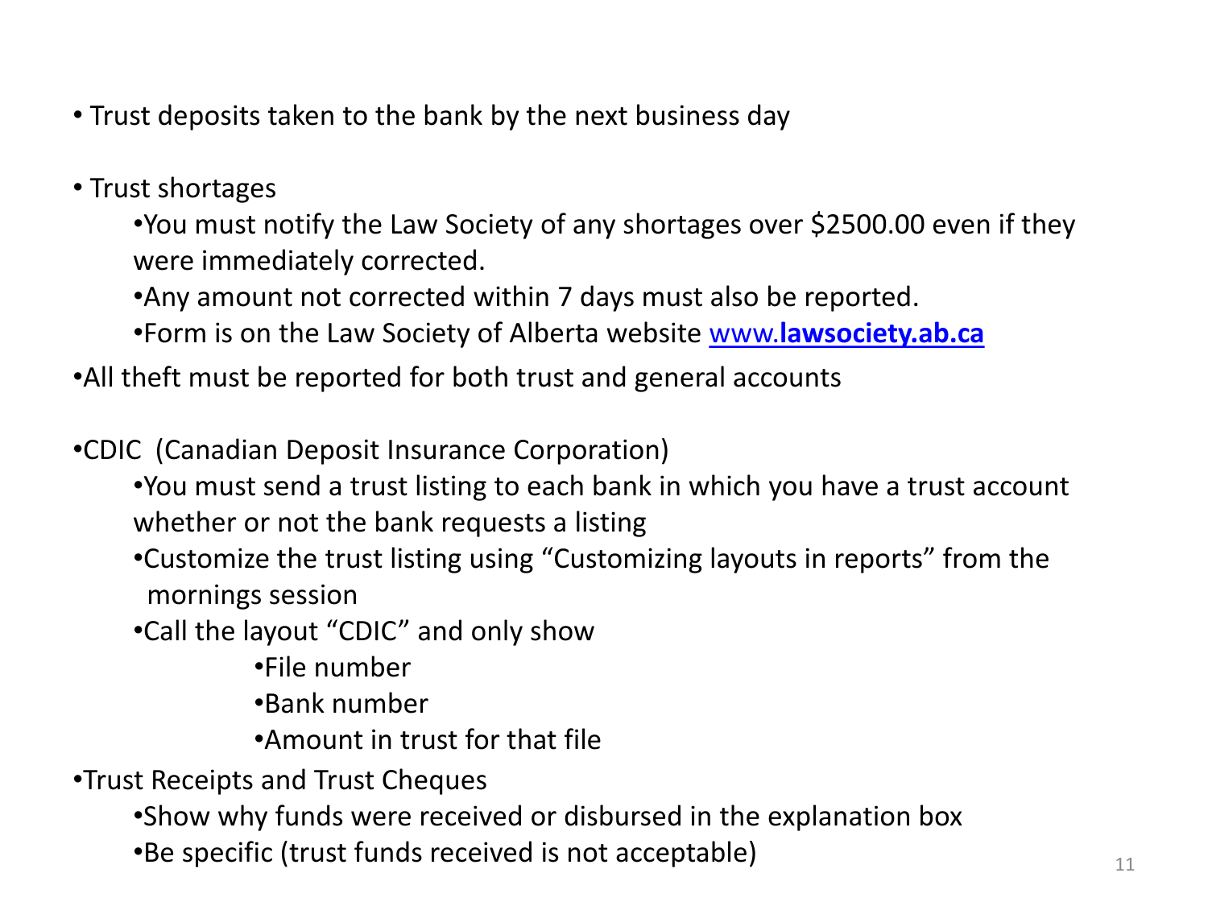- Trust deposits taken to the bank by the next business day

- Trust shortages
  - You must notify the Law Society of any shortages over $2500.00 even if they were immediately corrected.
  - Any amount not corrected within 7 days must also be reported.
  - Form is on the Law Society of Alberta website [www.**lawsociety.ab.ca**](http://www.lawsociety.ab.ca)
- All theft must be reported for both trust and general accounts

- CDIC (Canadian Deposit Insurance Corporation)
  - You must send a trust listing to each bank in which you have a trust account whether or not the bank requests a listing
  - Customize the trust listing using "Customizing layouts in reports" from the mornings session
  - Call the layout "CDIC" and only show
    - File number
    - Bank number
    - Amount in trust for that file
- Trust Receipts and Trust Cheques
  - Show why funds were received or disbursed in the explanation box
  - Be specific (trust funds received is not acceptable)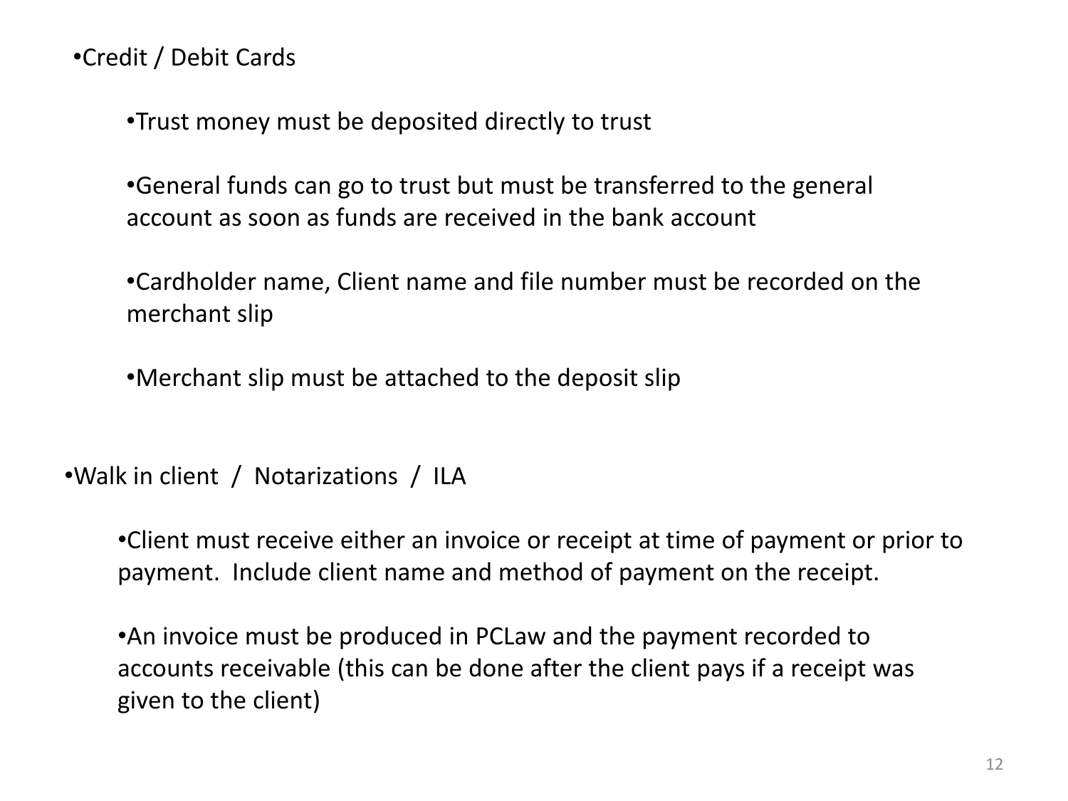- Credit / Debit Cards

  - Trust money must be deposited directly to trust

  - General funds can go to trust but must be transferred to the general account as soon as funds are received in the bank account

  - Cardholder name, Client name and file number must be recorded on the merchant slip

  - Merchant slip must be attached to the deposit slip

- Walk in client / Notarizations / ILA

  - Client must receive either an invoice or receipt at time of payment or prior to payment. Include client name and method of payment on the receipt.

  - An invoice must be produced in PCLaw and the payment recorded to accounts receivable (this can be done after the client pays if a receipt was given to the client)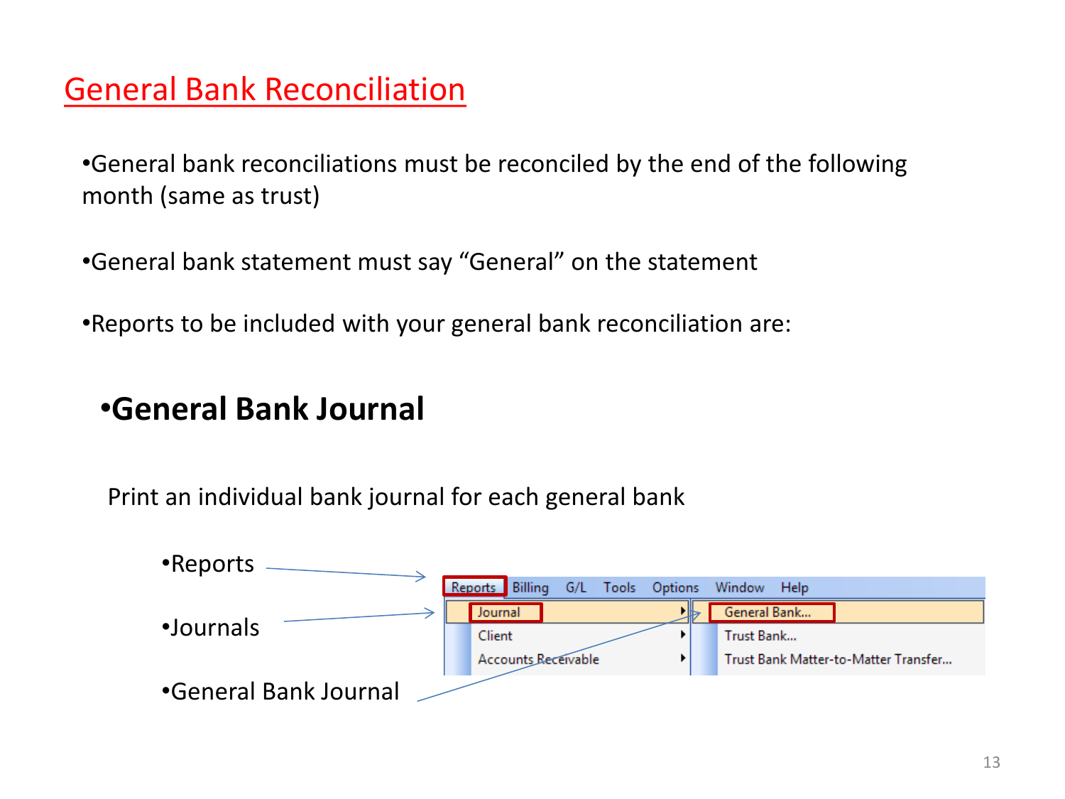# General Bank Reconciliation

- General bank reconciliations must be reconciled by the end of the following month (same as trust)

- General bank statement must say "General" on the statement

- Reports to be included with your general bank reconciliation are:

## •General Bank Journal

Print an individual bank journal for each general bank

- Reports
- Journals
- General Bank Journal

Reports Billing G/L Tools Options Window Help

Journal ▸ | General Bank...
Client ▸ | Trust Bank...
Accounts Receivable ▸ | Trust Bank Matter-to-Matter Transfer...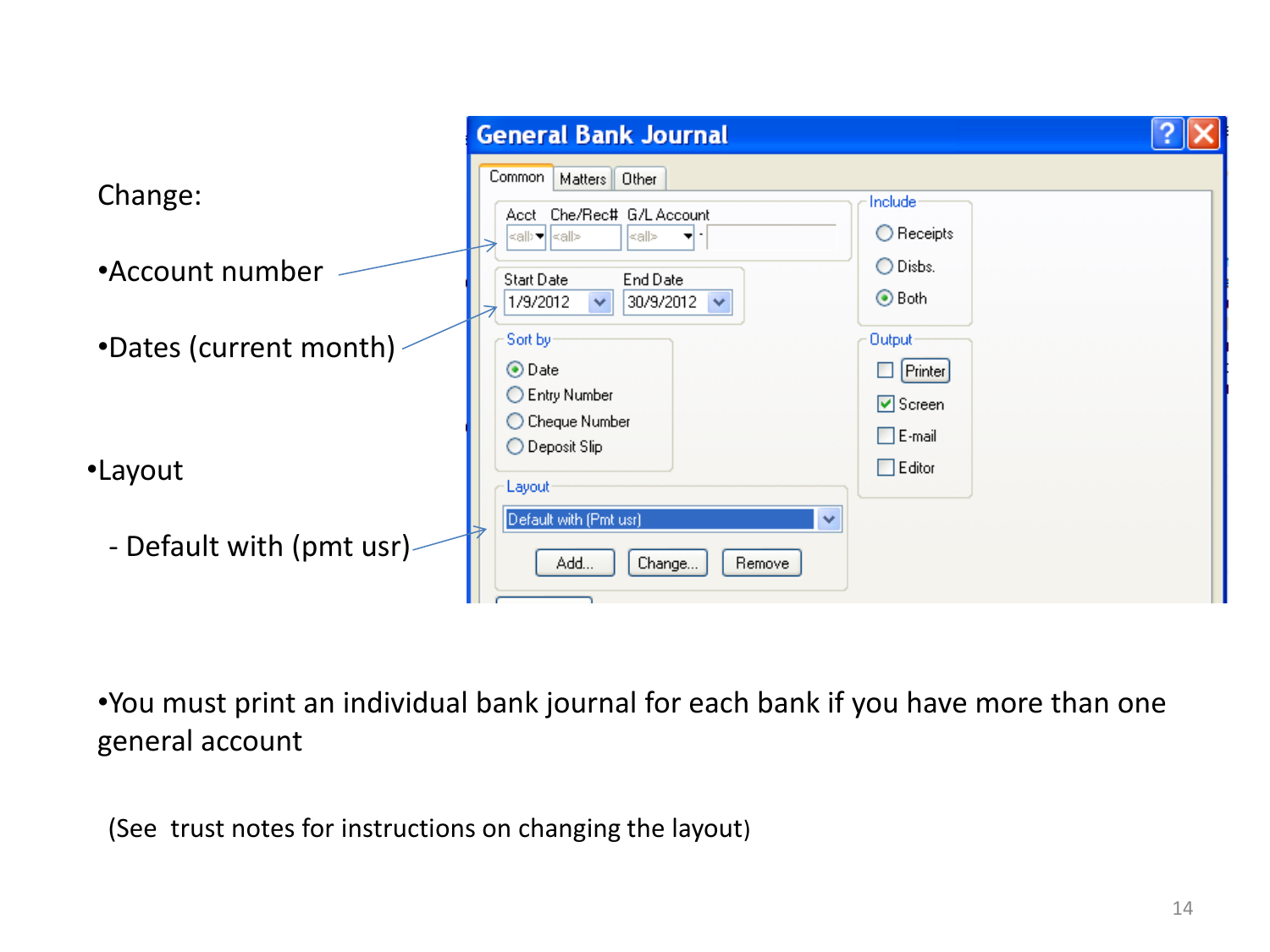Change:

- Account number
- Dates (current month)
- Layout
  - Default with (pmt usr)

General Bank Journal

Common | Matters | Other

Acct | Che/Rec# | G/L Account
<all> | <all> | <all>

Start Date: 1/9/2012 | End Date: 30/9/2012

Sort by
- Date
- Entry Number
- Cheque Number
- Deposit Slip

Layout
Default with (Pmt usr)
Add... | Change... | Remove

Include
- Receipts
- Disbs.
- Both

Output
- [ ] Printer
- [x] Screen
- [ ] E-mail
- [ ] Editor

- You must print an individual bank journal for each bank if you have more than one general account

(See trust notes for instructions on changing the layout)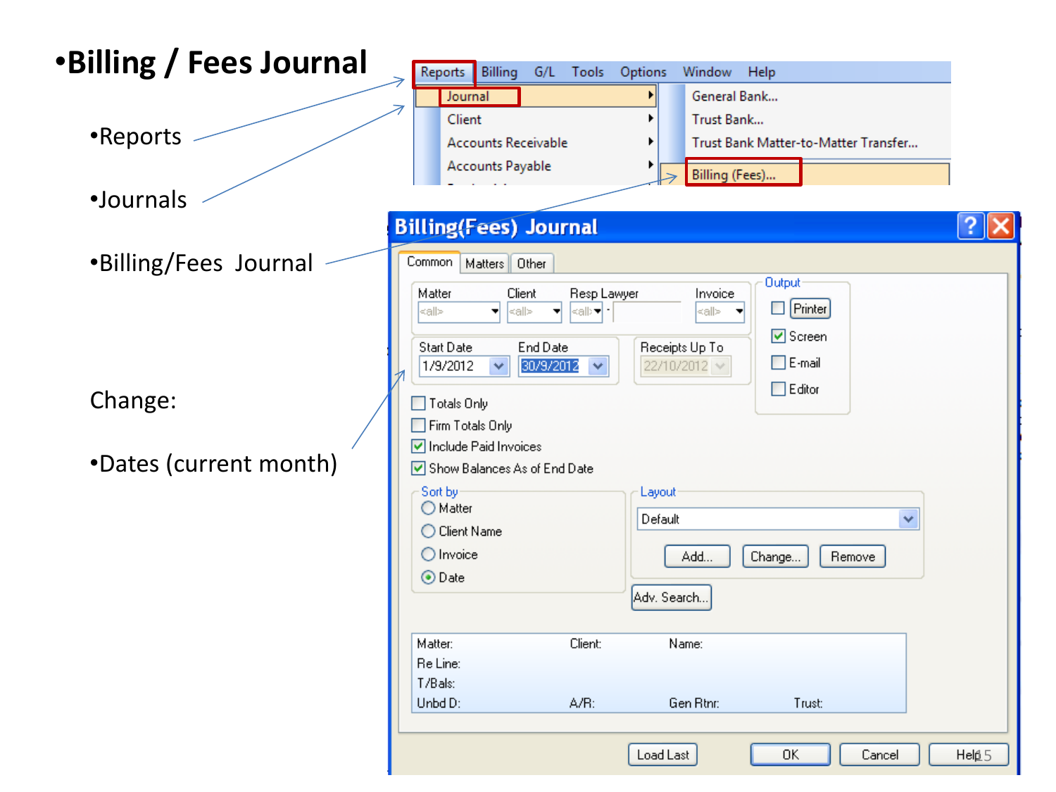# •Billing / Fees Journal

- •Reports
- •Journals
- •Billing/Fees Journal

Change:

- •Dates (current month)

Reports | Billing | G/L | Tools | Options | Window | Help

Journal
Client
Accounts Receivable
Accounts Payable

General Bank...
Trust Bank...
Trust Bank Matter-to-Matter Transfer...
Billing (Fees)...

**Billing(Fees) Journal**

Common | Matters | Other

Matter: <all> | Client: <all> | Resp Lawyer: <all> | Invoice: <all>

Start Date: 1/9/2012 | End Date: 30/9/2012 | Receipts Up To: 22/10/2012

Output: Printer, Screen (checked), E-mail, Editor

- Totals Only
- Firm Totals Only
- Include Paid Invoices (checked)
- Show Balances As of End Date (checked)

Sort by: Matter, Client Name, Invoice, Date (selected)

Layout: Default — Add... | Change... | Remove

Adv. Search...

Matter: | Client: | Name:
Re Line:
T/Bals:
Unbd D: | A/R: | Gen Rtnr: | Trust:

Load Last | OK | Cancel | Help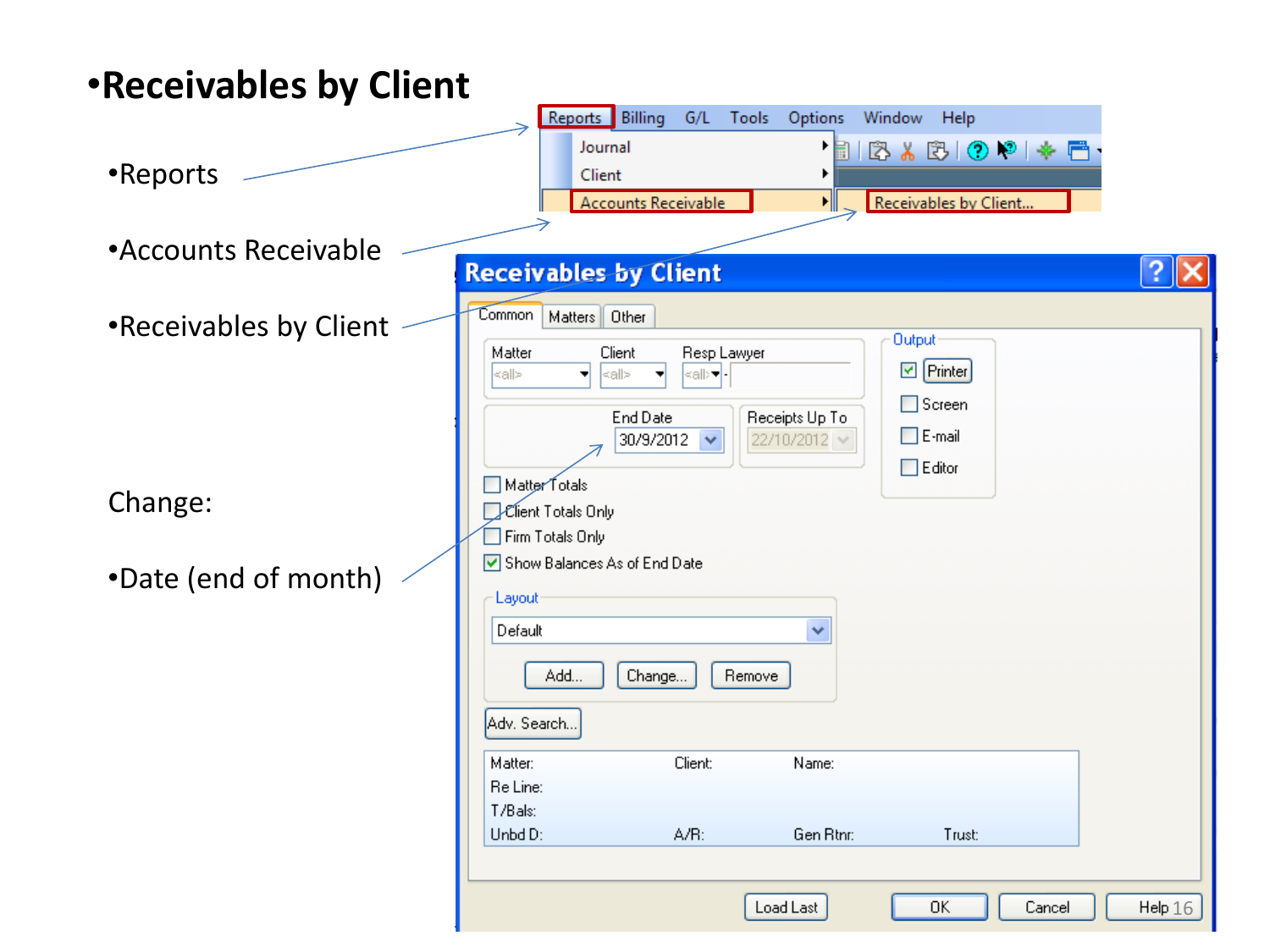# •Receivables by Client

- Reports
- Accounts Receivable
- Receivables by Client

Change:

- Date (end of month)

Reports | Billing | G/L | Tools | Options | Window | Help

Journal
Client
Accounts Receivable
Receivables by Client...

**Receivables by Client**

Common | Matters | Other

Matter: <all> | Client: <all> | Resp Lawyer: <all>

End Date: 30/9/2012

Receipts Up To: 22/10/2012

Output
- [x] Printer
- [ ] Screen
- [ ] E-mail
- [ ] Editor

- [ ] Matter Totals
- [ ] Client Totals Only
- [ ] Firm Totals Only
- [x] Show Balances As of End Date

Layout
Default

Add... | Change... | Remove

Adv. Search...

Matter: | Client: | Name:
Re Line:
T/Bals:
Unbd D: | A/R: | Gen Rtnr: | Trust:

Load Last | OK | Cancel | Help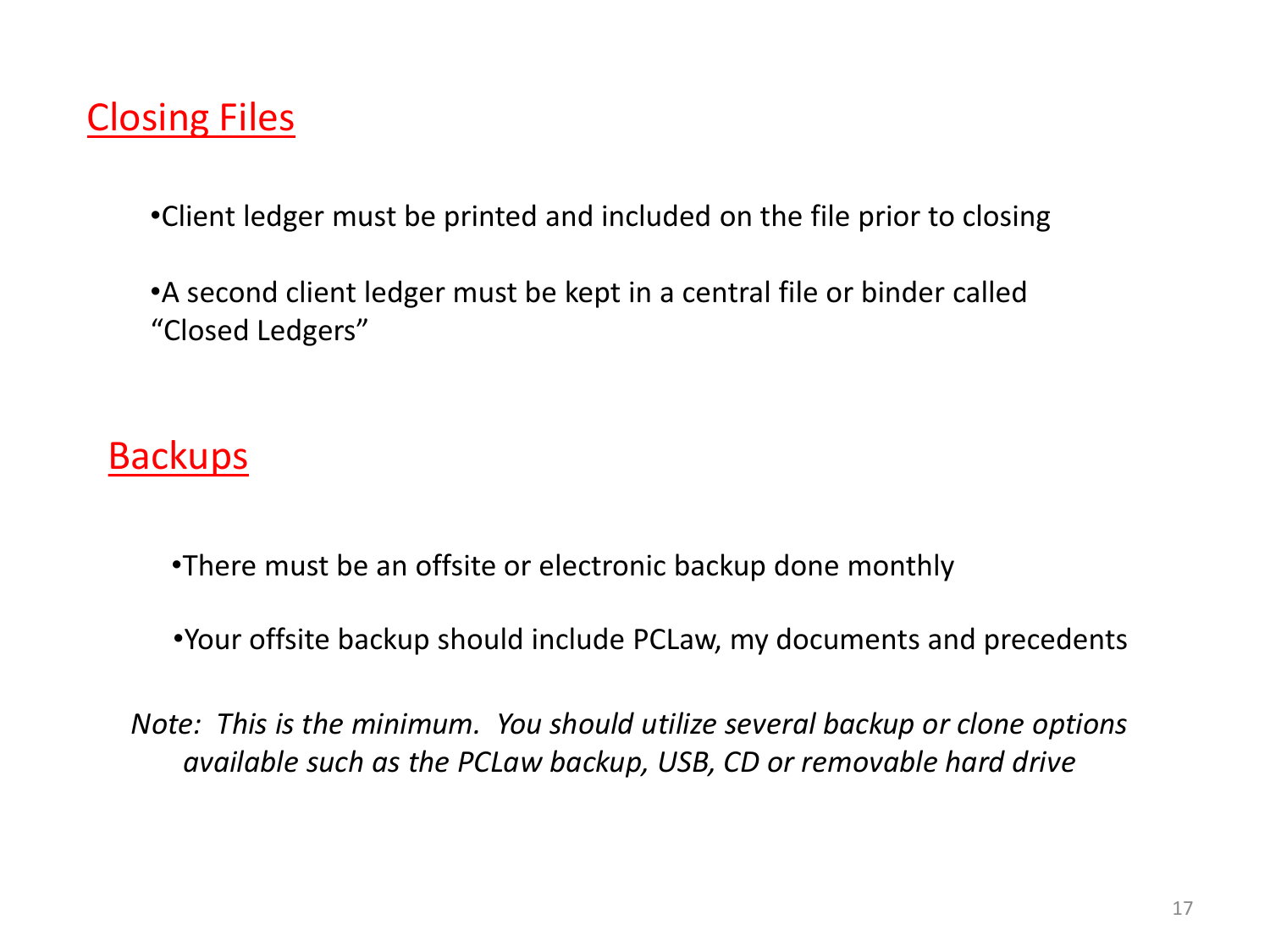## Closing Files

- Client ledger must be printed and included on the file prior to closing
- A second client ledger must be kept in a central file or binder called "Closed Ledgers"

## Backups

- There must be an offsite or electronic backup done monthly
- Your offsite backup should include PCLaw, my documents and precedents

*Note: This is the minimum. You should utilize several backup or clone options available such as the PCLaw backup, USB, CD or removable hard drive*